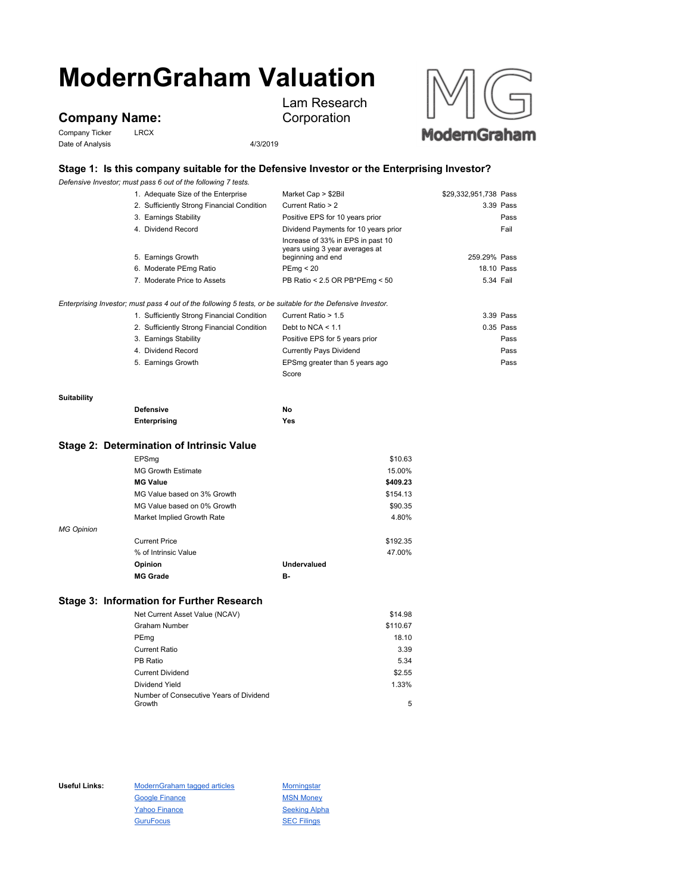# ModernGraham Valuation

## Company Name:

Lam Research Corporation

Company Ticker LRCX

Date of Analysis 4/3/2019

### Stage 1: Is this company suitable for the Defensive Investor or the Enterprising Investor?

*Defensive Investor; must pass 6 out of the following 7 tests.*

| | | | |
|---|---|---|---|
| 1. Adequate Size of the Enterprise | Market Cap > $2Bil | $29,332,951,738 | Pass |
| 2. Sufficiently Strong Financial Condition | Current Ratio > 2 | 3.39 | Pass |
| 3. Earnings Stability | Positive EPS for 10 years prior | | Pass |
| 4. Dividend Record | Dividend Payments for 10 years prior | | Fail |
| 5. Earnings Growth | Increase of 33% in EPS in past 10 years using 3 year averages at beginning and end | 259.29% | Pass |
| 6. Moderate PEmg Ratio | PEmg < 20 | 18.10 | Pass |
| 7. Moderate Price to Assets | PB Ratio < 2.5 OR PB*PEmg < 50 | 5.34 | Fail |

*Enterprising Investor; must pass 4 out of the following 5 tests, or be suitable for the Defensive Investor.*

| | | | |
|---|---|---|---|
| 1. Sufficiently Strong Financial Condition | Current Ratio > 1.5 | 3.39 | Pass |
| 2. Sufficiently Strong Financial Condition | Debt to NCA < 1.1 | 0.35 | Pass |
| 3. Earnings Stability | Positive EPS for 5 years prior | | Pass |
| 4. Dividend Record | Currently Pays Dividend | | Pass |
| 5. Earnings Growth | EPSmg greater than 5 years ago | | Pass |
| | Score | | |

**Suitability**

| | |
|---|---|
| **Defensive** | **No** |
| **Enterprising** | **Yes** |

### Stage 2: Determination of Intrinsic Value

| | | |
|---|---|---|
| EPSmg | | $10.63 |
| MG Growth Estimate | | 15.00% |
| **MG Value** | | **$409.23** |
| MG Value based on 3% Growth | | $154.13 |
| MG Value based on 0% Growth | | $90.35 |
| Market Implied Growth Rate | | 4.80% |

*MG Opinion*

| | | |
|---|---|---|
| Current Price | | $192.35 |
| % of Intrinsic Value | | 47.00% |
| **Opinion** | **Undervalued** | |
| **MG Grade** | **B-** | |

### Stage 3: Information for Further Research

| | |
|---|---|
| Net Current Asset Value (NCAV) | $14.98 |
| Graham Number | $110.67 |
| PEmg | 18.10 |
| Current Ratio | 3.39 |
| PB Ratio | 5.34 |
| Current Dividend | $2.55 |
| Dividend Yield | 1.33% |
| Number of Consecutive Years of Dividend Growth | 5 |

**Useful Links:**

- ModernGraham tagged articles
- Google Finance
- Yahoo Finance
- GuruFocus
- Morningstar
- MSN Money
- Seeking Alpha
- SEC Filings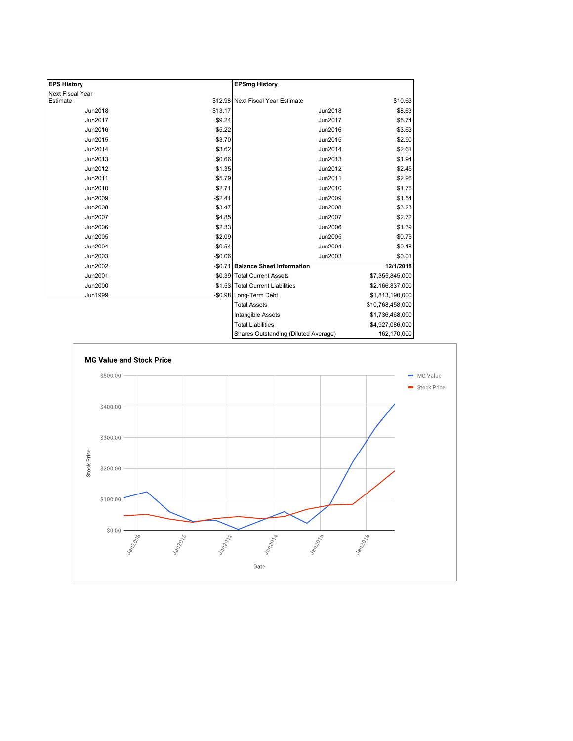| EPS History | | EPSmg History | |
|---|---|---|---|
| Next Fiscal Year Estimate | $12.98 | Next Fiscal Year Estimate | $10.63 |
| Jun2018 | $13.17 | Jun2018 | $8.63 |
| Jun2017 | $9.24 | Jun2017 | $5.74 |
| Jun2016 | $5.22 | Jun2016 | $3.63 |
| Jun2015 | $3.70 | Jun2015 | $2.90 |
| Jun2014 | $3.62 | Jun2014 | $2.61 |
| Jun2013 | $0.66 | Jun2013 | $1.94 |
| Jun2012 | $1.35 | Jun2012 | $2.45 |
| Jun2011 | $5.79 | Jun2011 | $2.96 |
| Jun2010 | $2.71 | Jun2010 | $1.76 |
| Jun2009 | -$2.41 | Jun2009 | $1.54 |
| Jun2008 | $3.47 | Jun2008 | $3.23 |
| Jun2007 | $4.85 | Jun2007 | $2.72 |
| Jun2006 | $2.33 | Jun2006 | $1.39 |
| Jun2005 | $2.09 | Jun2005 | $0.76 |
| Jun2004 | $0.54 | Jun2004 | $0.18 |
| Jun2003 | -$0.06 | Jun2003 | $0.01 |
| Jun2002 | -$0.71 | **Balance Sheet Information** | **12/1/2018** |
| Jun2001 | $0.39 | Total Current Assets | $7,355,845,000 |
| Jun2000 | $1.53 | Total Current Liabilities | $2,166,837,000 |
| Jun1999 | -$0.98 | Long-Term Debt | $1,813,190,000 |
| | | Total Assets | $10,768,458,000 |
| | | Intangible Assets | $1,736,468,000 |
| | | Total Liabilities | $4,927,086,000 |
| | | Shares Outstanding (Diluted Average) | 162,170,000 |

**MG Value and Stock Price**

Legend: MG Value, Stock Price

Y-axis: Stock Price ($0.00 – $500.00); X-axis: Date (Jan2008 – Jan2018)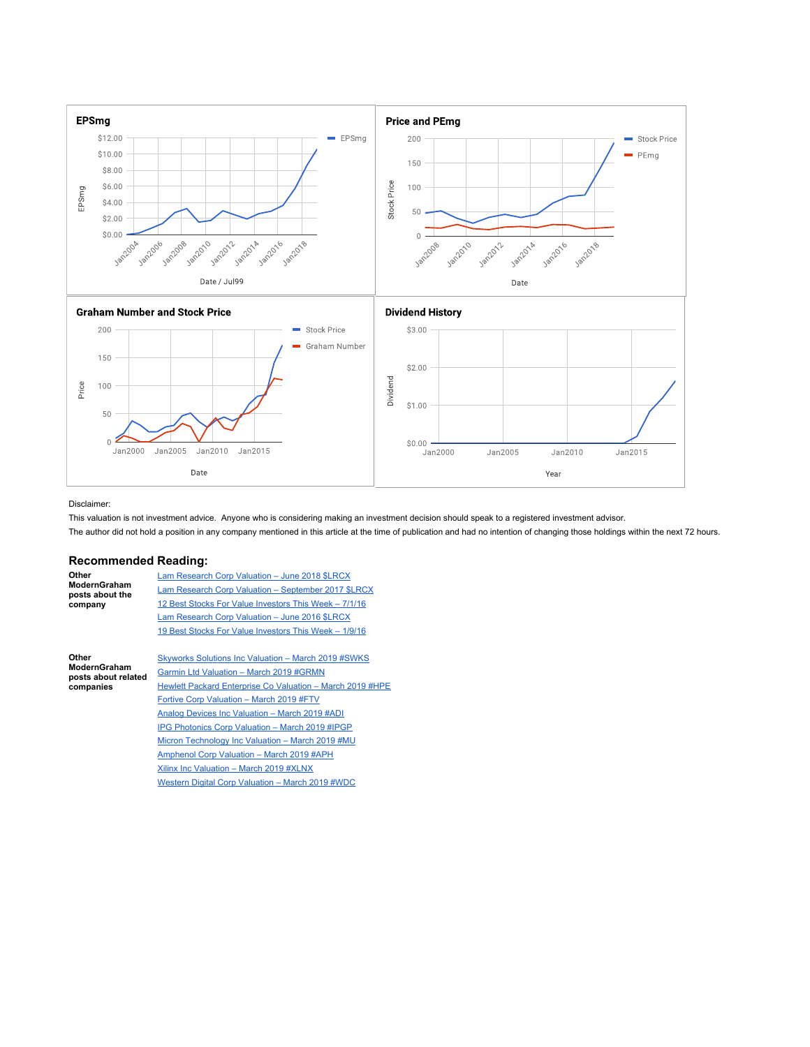**EPSmg**

$12.00
$10.00
$8.00
$6.00
$4.00
$2.00
$0.00

EPSmg

Jan2004 Jan2006 Jan2008 Jan2010 Jan2012 Jan2014 Jan2016 Jan2018

Date / Jul99

EPSmg

**Price and PEmg**

200
150
100
50
0

Stock Price

Jan2008 Jan2010 Jan2012 Jan2014 Jan2016 Jan2018

Date

Stock Price
PEmg

**Graham Number and Stock Price**

200
150
100
50
0

Price

Jan2000 Jan2005 Jan2010 Jan2015

Date

Stock Price
Graham Number

**Dividend History**

$3.00
$2.00
$1.00
$0.00

Dividend

Jan2000 Jan2005 Jan2010 Jan2015

Year

Disclaimer:

This valuation is not investment advice. Anyone who is considering making an investment decision should speak to a registered investment advisor.

The author did not hold a position in any company mentioned in this article at the time of publication and had no intention of changing those holdings within the next 72 hours.

## Recommended Reading:

| | |
|---|---|
| **Other ModernGraham posts about the company** | Lam Research Corp Valuation – June 2018 $LRCX<br>Lam Research Corp Valuation – September 2017 $LRCX<br>12 Best Stocks For Value Investors This Week – 7/1/16<br>Lam Research Corp Valuation – June 2016 $LRCX<br>19 Best Stocks For Value Investors This Week – 1/9/16 |
| **Other ModernGraham posts about related companies** | Skyworks Solutions Inc Valuation – March 2019 #SWKS<br>Garmin Ltd Valuation – March 2019 #GRMN<br>Hewlett Packard Enterprise Co Valuation – March 2019 #HPE<br>Fortive Corp Valuation – March 2019 #FTV<br>Analog Devices Inc Valuation – March 2019 #ADI<br>IPG Photonics Corp Valuation – March 2019 #IPGP<br>Micron Technology Inc Valuation – March 2019 #MU<br>Amphenol Corp Valuation – March 2019 #APH<br>Xilinx Inc Valuation – March 2019 #XLNX<br>Western Digital Corp Valuation – March 2019 #WDC |